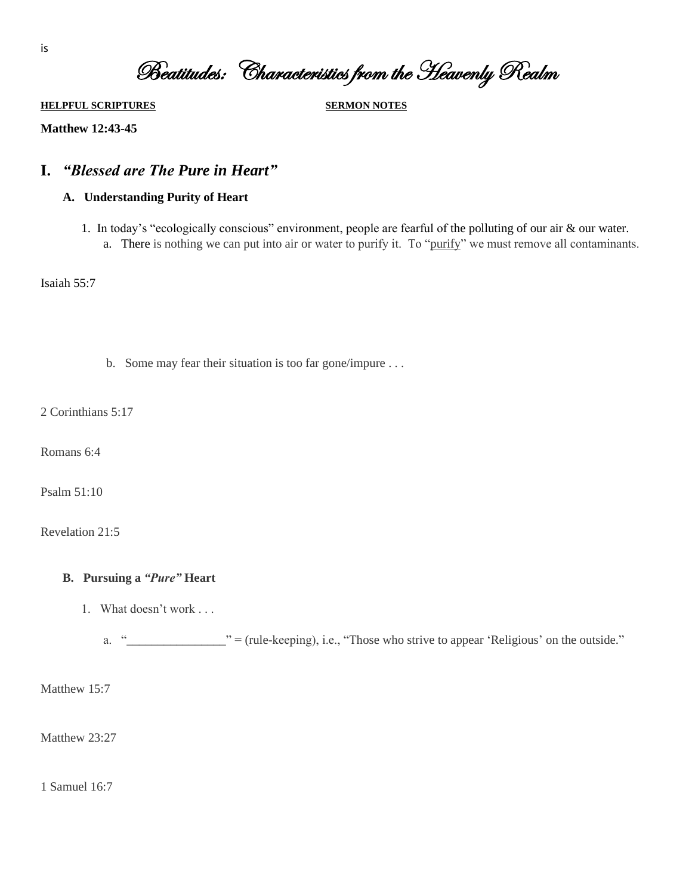is

# Beatitudes: Characteristics from the Heavenly Realm

**HELPFUL SCRIPTURES** **SERMON NOTES**

**Matthew 12:43-45**

## I. *"Blessed are The Pure in Heart"*

### A. Understanding Purity of Heart

1. In today's "ecologically conscious" environment, people are fearful of the polluting of our air & our water.
   a. There is nothing we can put into air or water to purify it. To "purify" we must remove all contaminants.

Isaiah 55:7

   b. Some may fear their situation is too far gone/impure . . .

2 Corinthians 5:17

Romans 6:4

Psalm 51:10

Revelation 21:5

### B. Pursuing a *"Pure"* Heart

1. What doesn't work . . .

   a. "________________" = (rule-keeping), i.e., "Those who strive to appear 'Religious' on the outside."

Matthew 15:7

Matthew 23:27

1 Samuel 16:7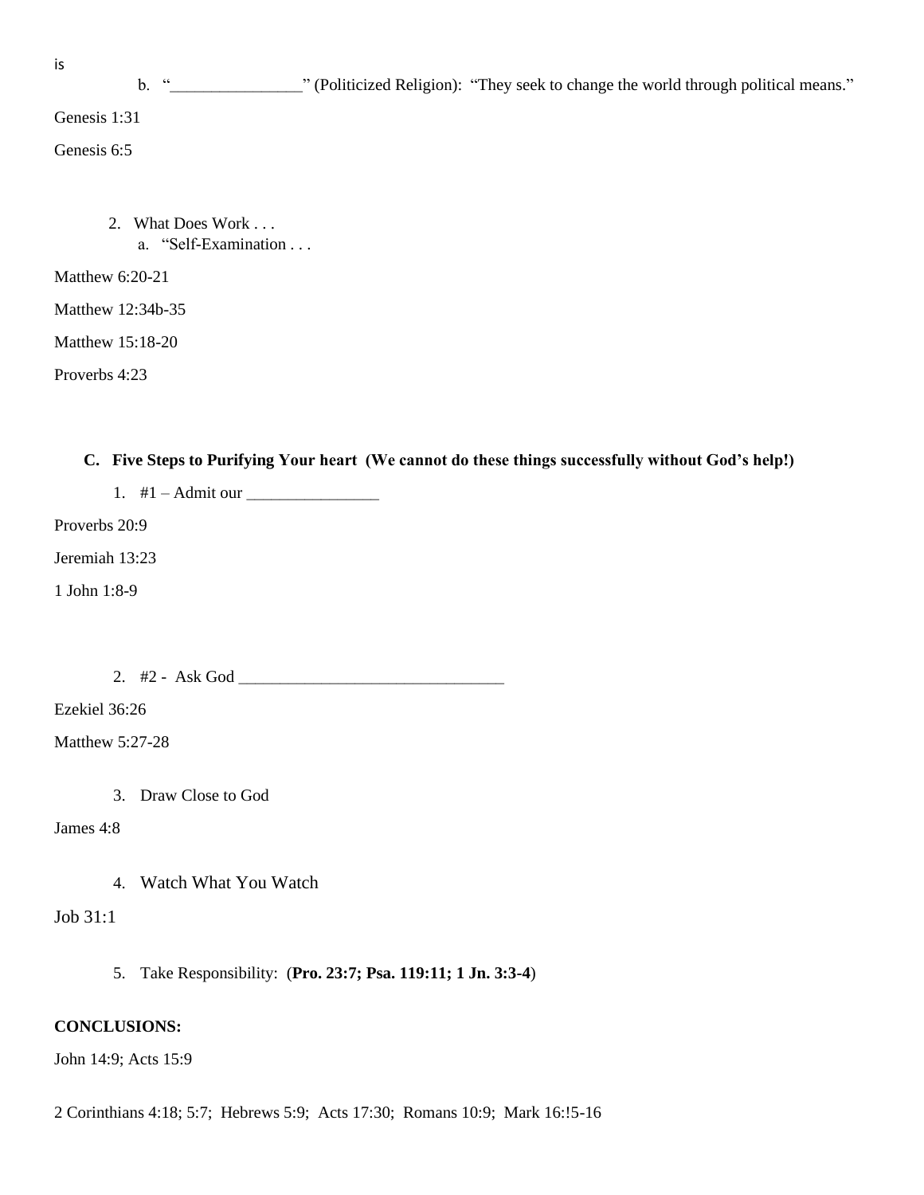is

b. "________________" (Politicized Religion): "They seek to change the world through political means."

Genesis 1:31

Genesis 6:5

2. What Does Work . . .
   a. "Self-Examination . . .

Matthew 6:20-21

Matthew 12:34b-35

Matthew 15:18-20

Proverbs 4:23

### C. Five Steps to Purifying Your heart (We cannot do these things successfully without God's help!)

1. #1 – Admit our ________________

Proverbs 20:9

Jeremiah 13:23

1 John 1:8-9

2. #2 - Ask God _________________________________

Ezekiel 36:26

Matthew 5:27-28

3. Draw Close to God

James 4:8

4. Watch What You Watch

Job 31:1

5. Take Responsibility: (**Pro. 23:7; Psa. 119:11; 1 Jn. 3:3-4**)

**CONCLUSIONS:**

John 14:9; Acts 15:9

2 Corinthians 4:18; 5:7; Hebrews 5:9; Acts 17:30; Romans 10:9; Mark 16:!5-16